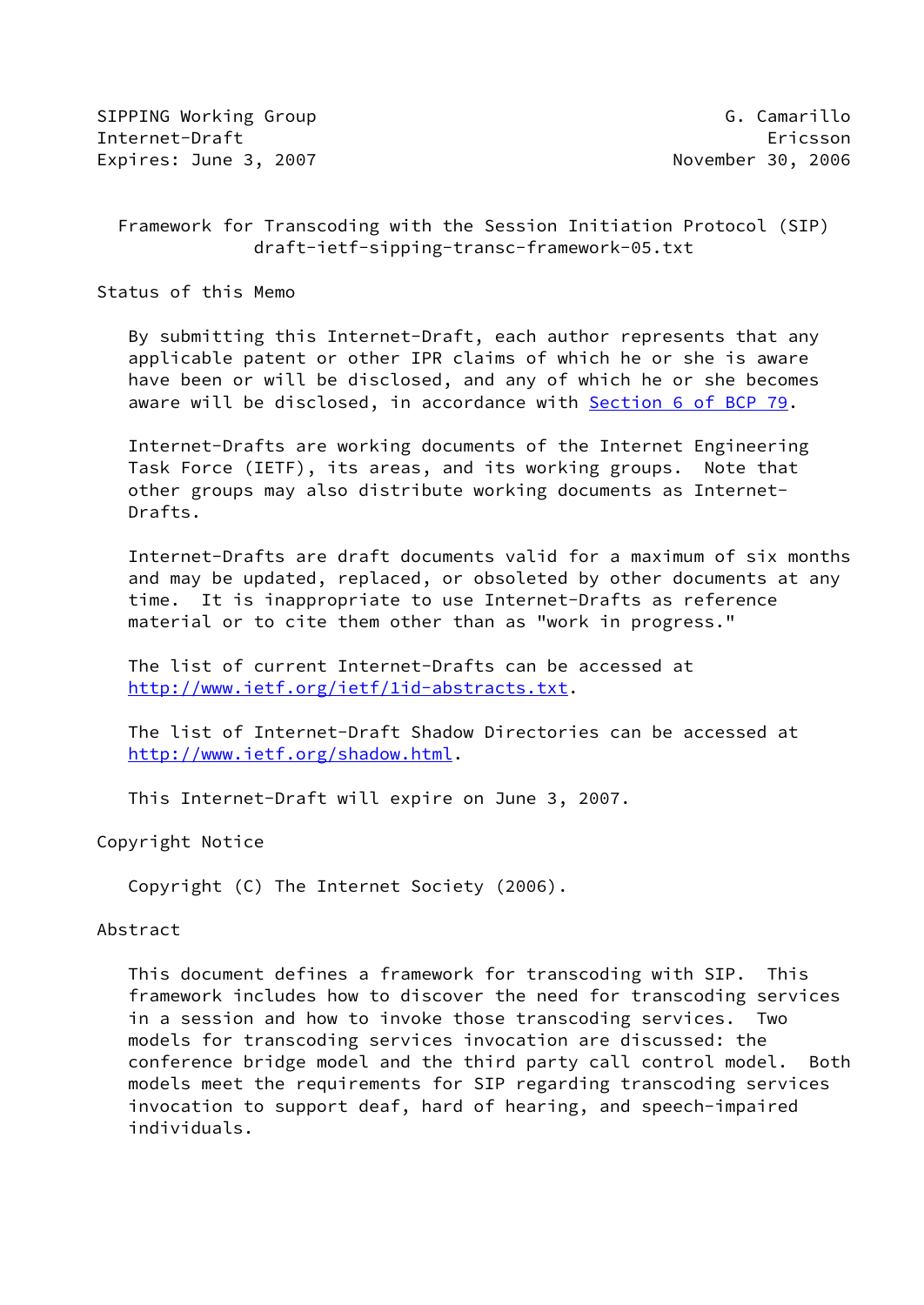SIPPING Working Group G. Camarillo
Internet-Draft Ericsson
Expires: June 3, 2007 November 30, 2006

# Framework for Transcoding with the Session Initiation Protocol (SIP)

draft-ietf-sipping-transc-framework-05.txt

## Status of this Memo

By submitting this Internet-Draft, each author represents that any applicable patent or other IPR claims of which he or she is aware have been or will be disclosed, and any of which he or she becomes aware will be disclosed, in accordance with Section 6 of BCP 79.

Internet-Drafts are working documents of the Internet Engineering Task Force (IETF), its areas, and its working groups. Note that other groups may also distribute working documents as Internet-Drafts.

Internet-Drafts are draft documents valid for a maximum of six months and may be updated, replaced, or obsoleted by other documents at any time. It is inappropriate to use Internet-Drafts as reference material or to cite them other than as "work in progress."

The list of current Internet-Drafts can be accessed at http://www.ietf.org/ietf/1id-abstracts.txt.

The list of Internet-Draft Shadow Directories can be accessed at http://www.ietf.org/shadow.html.

This Internet-Draft will expire on June 3, 2007.

## Copyright Notice

Copyright (C) The Internet Society (2006).

## Abstract

This document defines a framework for transcoding with SIP. This framework includes how to discover the need for transcoding services in a session and how to invoke those transcoding services. Two models for transcoding services invocation are discussed: the conference bridge model and the third party call control model. Both models meet the requirements for SIP regarding transcoding services invocation to support deaf, hard of hearing, and speech-impaired individuals.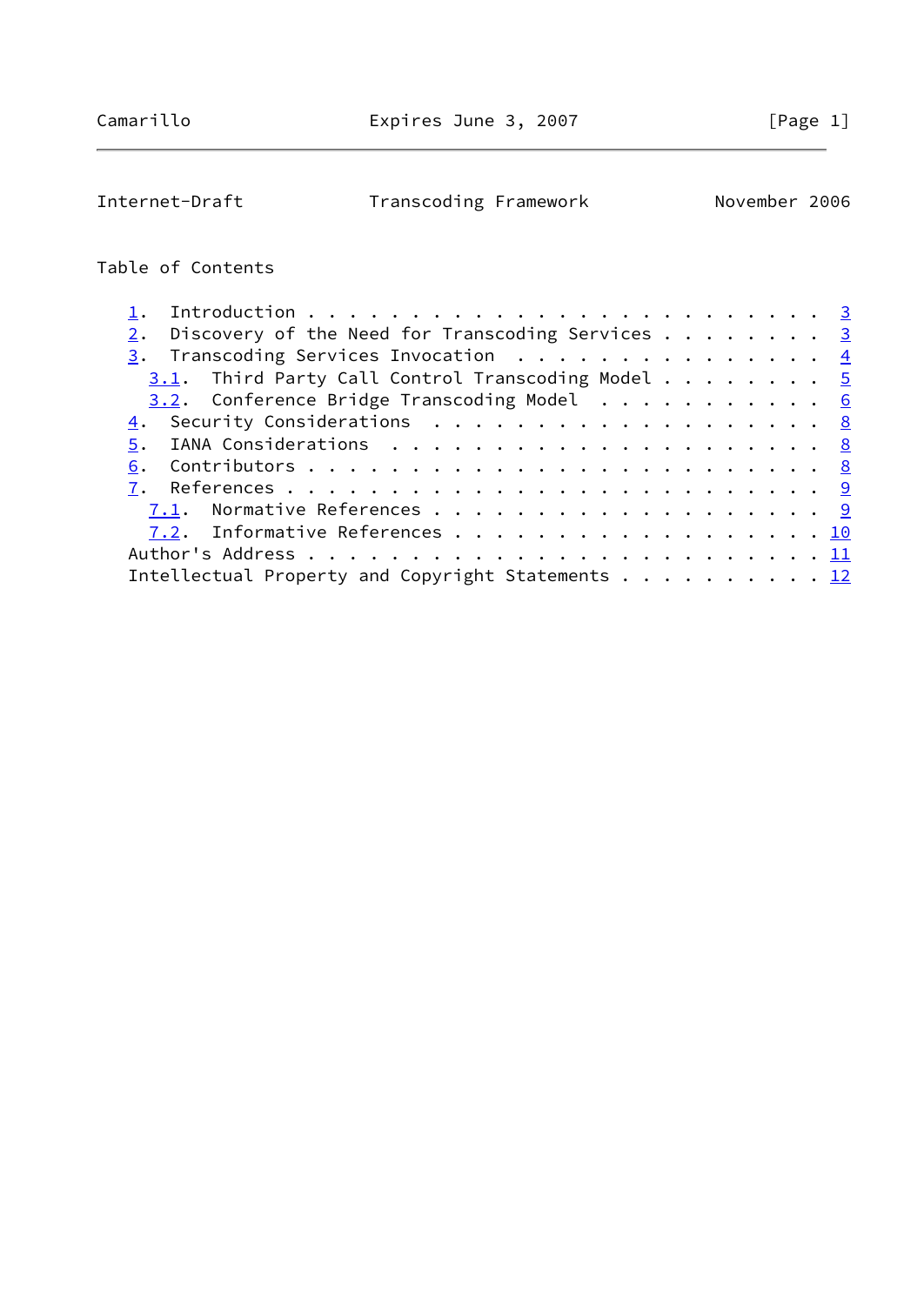## Table of Contents

1. Introduction . . . . . . . . . . . . . . . . . . . . . . . . 3
2. Discovery of the Need for Transcoding Services . . . . . . . . 3
3. Transcoding Services Invocation . . . . . . . . . . . . . . . 4
   3.1. Third Party Call Control Transcoding Model . . . . . . . . 5
   3.2. Conference Bridge Transcoding Model . . . . . . . . . . . 6
4. Security Considerations . . . . . . . . . . . . . . . . . . . 8
5. IANA Considerations . . . . . . . . . . . . . . . . . . . . . 8
6. Contributors . . . . . . . . . . . . . . . . . . . . . . . . . 8
7. References . . . . . . . . . . . . . . . . . . . . . . . . . . 9
   7.1. Normative References . . . . . . . . . . . . . . . . . . . 9
   7.2. Informative References . . . . . . . . . . . . . . . . . . 10

Author's Address . . . . . . . . . . . . . . . . . . . . . . . . . 11

Intellectual Property and Copyright Statements . . . . . . . . . . 12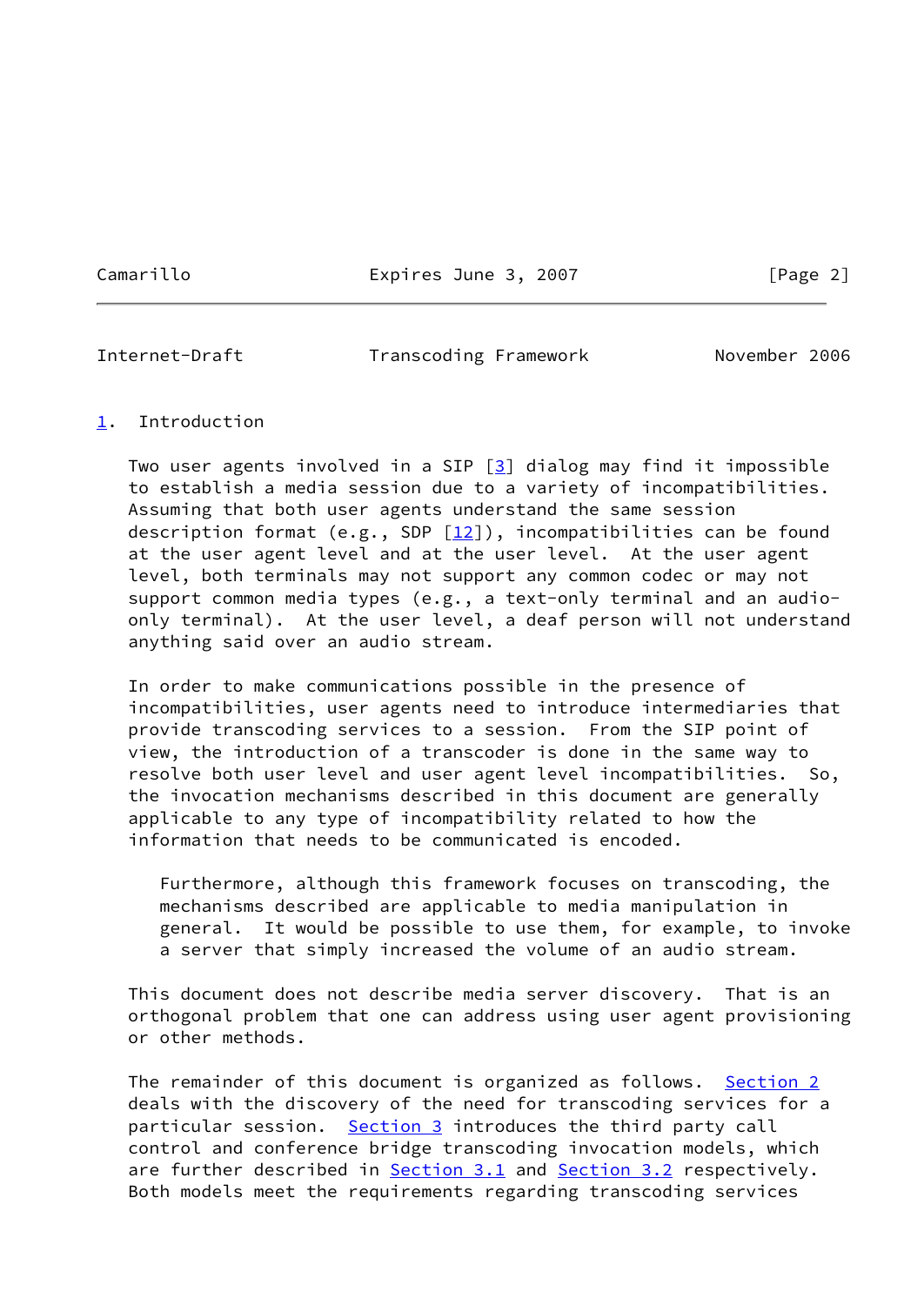## 1. Introduction

Two user agents involved in a SIP [3] dialog may find it impossible to establish a media session due to a variety of incompatibilities. Assuming that both user agents understand the same session description format (e.g., SDP [12]), incompatibilities can be found at the user agent level and at the user level. At the user agent level, both terminals may not support any common codec or may not support common media types (e.g., a text-only terminal and an audio-only terminal). At the user level, a deaf person will not understand anything said over an audio stream.

In order to make communications possible in the presence of incompatibilities, user agents need to introduce intermediaries that provide transcoding services to a session. From the SIP point of view, the introduction of a transcoder is done in the same way to resolve both user level and user agent level incompatibilities. So, the invocation mechanisms described in this document are generally applicable to any type of incompatibility related to how the information that needs to be communicated is encoded.

> Furthermore, although this framework focuses on transcoding, the mechanisms described are applicable to media manipulation in general. It would be possible to use them, for example, to invoke a server that simply increased the volume of an audio stream.

This document does not describe media server discovery. That is an orthogonal problem that one can address using user agent provisioning or other methods.

The remainder of this document is organized as follows. Section 2 deals with the discovery of the need for transcoding services for a particular session. Section 3 introduces the third party call control and conference bridge transcoding invocation models, which are further described in Section 3.1 and Section 3.2 respectively. Both models meet the requirements regarding transcoding services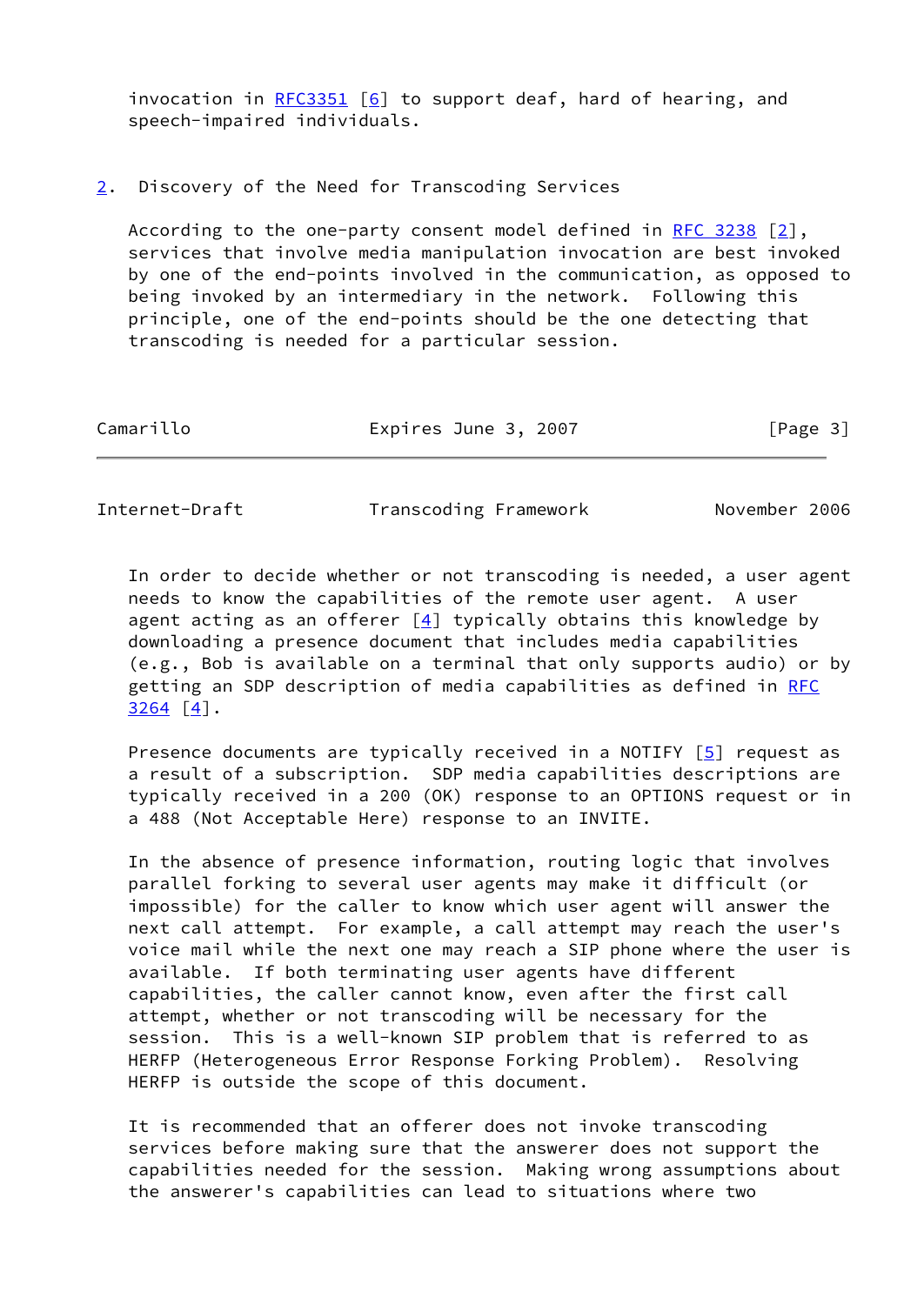invocation in RFC3351 [6] to support deaf, hard of hearing, and speech-impaired individuals.

## 2. Discovery of the Need for Transcoding Services

According to the one-party consent model defined in RFC 3238 [2], services that involve media manipulation invocation are best invoked by one of the end-points involved in the communication, as opposed to being invoked by an intermediary in the network. Following this principle, one of the end-points should be the one detecting that transcoding is needed for a particular session.

In order to decide whether or not transcoding is needed, a user agent needs to know the capabilities of the remote user agent. A user agent acting as an offerer [4] typically obtains this knowledge by downloading a presence document that includes media capabilities (e.g., Bob is available on a terminal that only supports audio) or by getting an SDP description of media capabilities as defined in RFC 3264 [4].

Presence documents are typically received in a NOTIFY [5] request as a result of a subscription. SDP media capabilities descriptions are typically received in a 200 (OK) response to an OPTIONS request or in a 488 (Not Acceptable Here) response to an INVITE.

In the absence of presence information, routing logic that involves parallel forking to several user agents may make it difficult (or impossible) for the caller to know which user agent will answer the next call attempt. For example, a call attempt may reach the user's voice mail while the next one may reach a SIP phone where the user is available. If both terminating user agents have different capabilities, the caller cannot know, even after the first call attempt, whether or not transcoding will be necessary for the session. This is a well-known SIP problem that is referred to as HERFP (Heterogeneous Error Response Forking Problem). Resolving HERFP is outside the scope of this document.

It is recommended that an offerer does not invoke transcoding services before making sure that the answerer does not support the capabilities needed for the session. Making wrong assumptions about the answerer's capabilities can lead to situations where two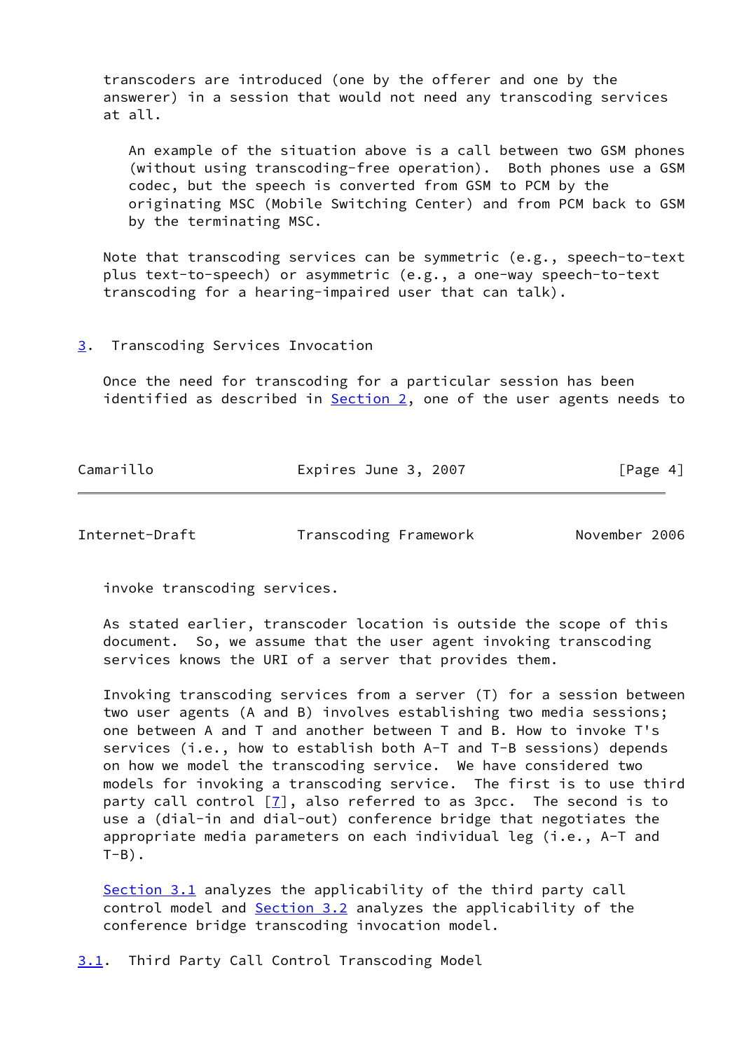transcoders are introduced (one by the offerer and one by the answerer) in a session that would not need any transcoding services at all.

> An example of the situation above is a call between two GSM phones (without using transcoding-free operation). Both phones use a GSM codec, but the speech is converted from GSM to PCM by the originating MSC (Mobile Switching Center) and from PCM back to GSM by the terminating MSC.

Note that transcoding services can be symmetric (e.g., speech-to-text plus text-to-speech) or asymmetric (e.g., a one-way speech-to-text transcoding for a hearing-impaired user that can talk).

## 3. Transcoding Services Invocation

Once the need for transcoding for a particular session has been identified as described in Section 2, one of the user agents needs to invoke transcoding services.

As stated earlier, transcoder location is outside the scope of this document. So, we assume that the user agent invoking transcoding services knows the URI of a server that provides them.

Invoking transcoding services from a server (T) for a session between two user agents (A and B) involves establishing two media sessions; one between A and T and another between T and B. How to invoke T's services (i.e., how to establish both A-T and T-B sessions) depends on how we model the transcoding service. We have considered two models for invoking a transcoding service. The first is to use third party call control [7], also referred to as 3pcc. The second is to use a (dial-in and dial-out) conference bridge that negotiates the appropriate media parameters on each individual leg (i.e., A-T and T-B).

Section 3.1 analyzes the applicability of the third party call control model and Section 3.2 analyzes the applicability of the conference bridge transcoding invocation model.

### 3.1. Third Party Call Control Transcoding Model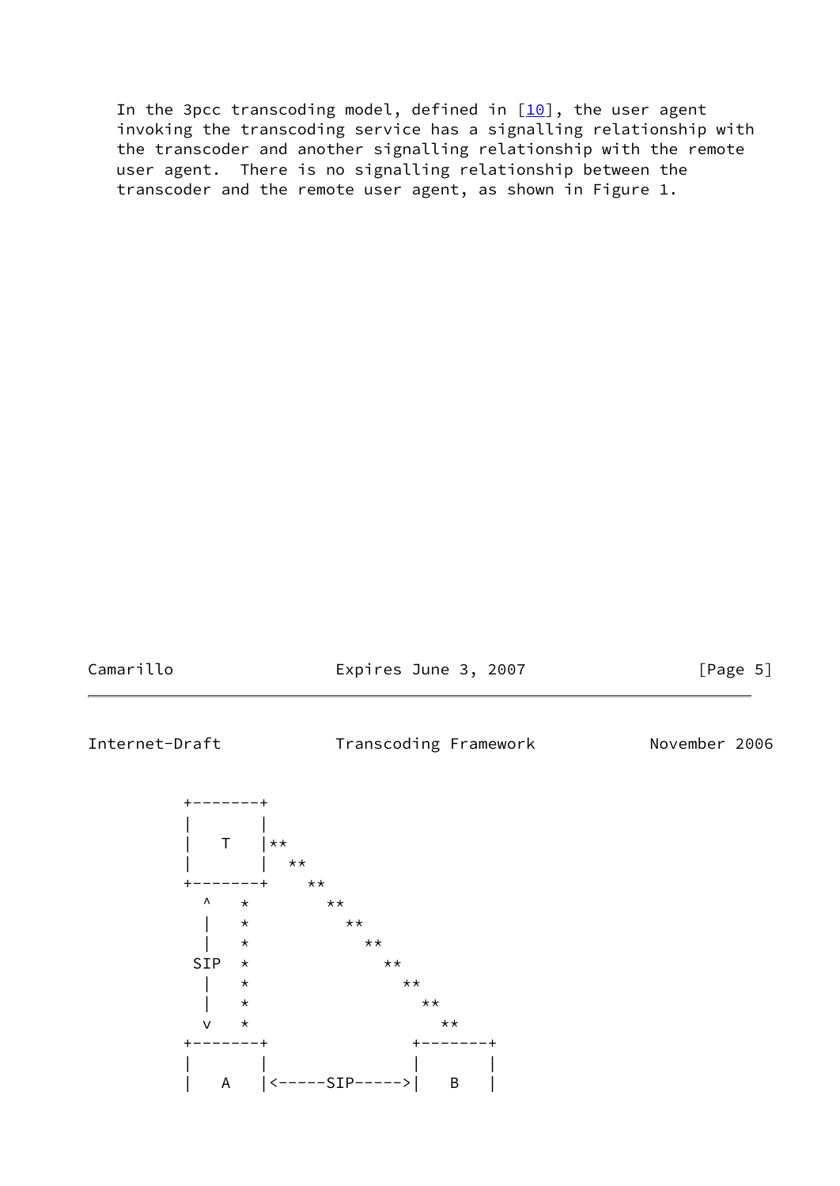In the 3pcc transcoding model, defined in [10], the user agent invoking the transcoding service has a signalling relationship with the transcoder and another signalling relationship with the remote user agent. There is no signalling relationship between the transcoder and the remote user agent, as shown in Figure 1.

```
+-------+
|       |
|   T   |**
|       |  **
+-------+    **
  ^   *        **
  |   *          **
  |   *            **
 SIP  *              **
  |   *                **
  |   *                  **
  v   *                    **
+-------+               +-------+
|       |               |       |
|   A   |<-----SIP----->|   B   |
```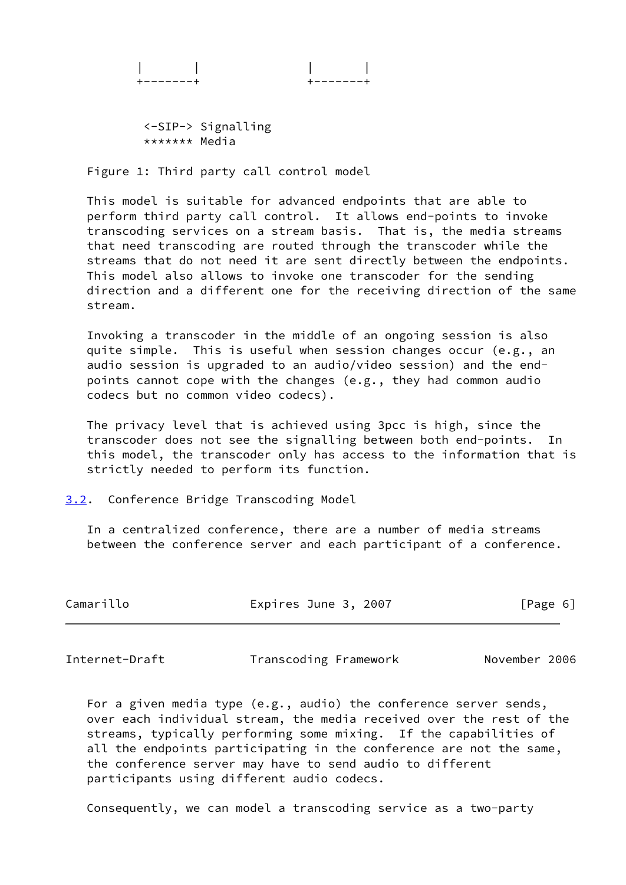```
        |       |              |       |
        +-------+              +-------+


         <-SIP-> Signalling
         ******* Media
```

Figure 1: Third party call control model

This model is suitable for advanced endpoints that are able to perform third party call control. It allows end-points to invoke transcoding services on a stream basis. That is, the media streams that need transcoding are routed through the transcoder while the streams that do not need it are sent directly between the endpoints. This model also allows to invoke one transcoder for the sending direction and a different one for the receiving direction of the same stream.

Invoking a transcoder in the middle of an ongoing session is also quite simple. This is useful when session changes occur (e.g., an audio session is upgraded to an audio/video session) and the end-points cannot cope with the changes (e.g., they had common audio codecs but no common video codecs).

The privacy level that is achieved using 3pcc is high, since the transcoder does not see the signalling between both end-points. In this model, the transcoder only has access to the information that is strictly needed to perform its function.

### 3.2. Conference Bridge Transcoding Model

In a centralized conference, there are a number of media streams between the conference server and each participant of a conference.

For a given media type (e.g., audio) the conference server sends, over each individual stream, the media received over the rest of the streams, typically performing some mixing. If the capabilities of all the endpoints participating in the conference are not the same, the conference server may have to send audio to different participants using different audio codecs.

Consequently, we can model a transcoding service as a two-party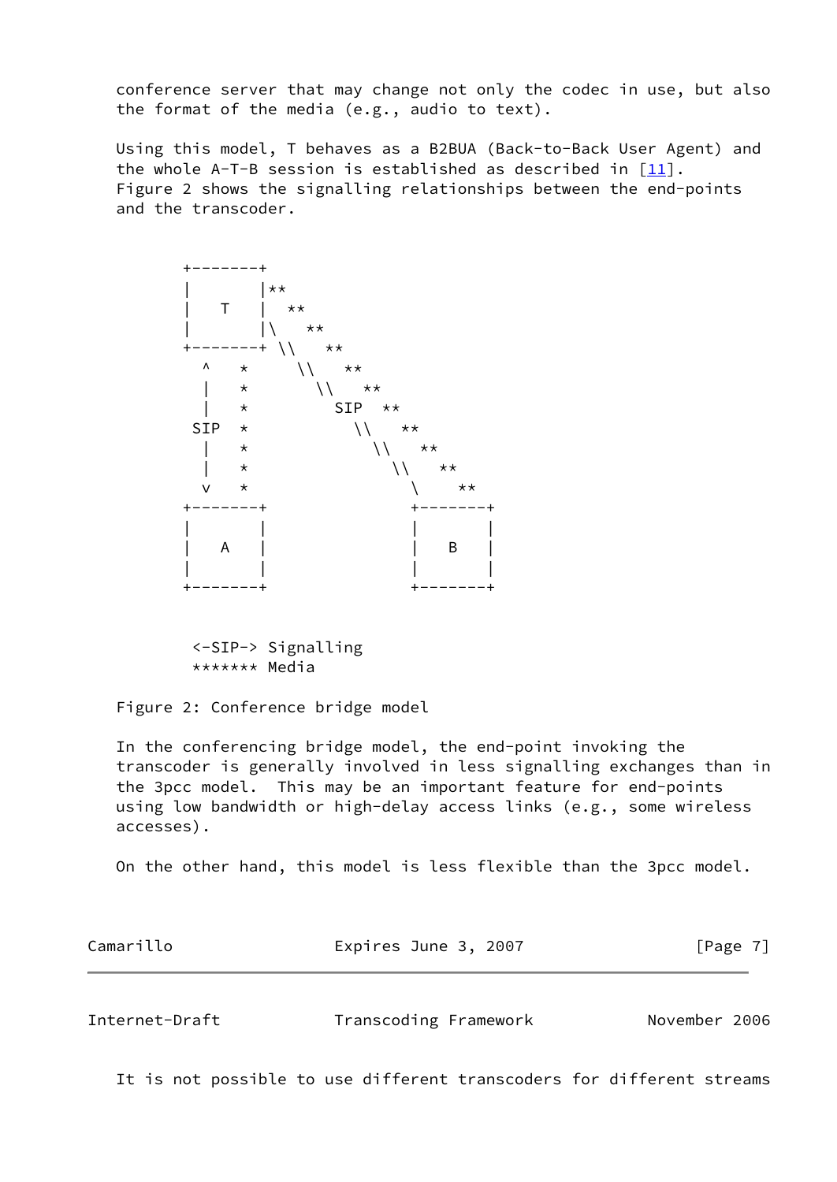conference server that may change not only the codec in use, but also the format of the media (e.g., audio to text).

Using this model, T behaves as a B2BUA (Back-to-Back User Agent) and the whole A-T-B session is established as described in [11]. Figure 2 shows the signalling relationships between the end-points and the transcoder.

```
       +-------+
       |       |**
       |   T   |  **
       |       |\   **
       +-------+ \\   **
         ^   *     \\   **
         |   *       \\   **
         |   *         SIP  **
        SIP  *           \\   **
         |   *             \\   **
         |   *               \\   **
         v   *                 \    **
       +-------+               +-------+
       |       |               |       |
       |   A   |               |   B   |
       |       |               |       |
       +-------+               +-------+


        <-SIP-> Signalling
        ******* Media
```

Figure 2: Conference bridge model

In the conferencing bridge model, the end-point invoking the transcoder is generally involved in less signalling exchanges than in the 3pcc model. This may be an important feature for end-points using low bandwidth or high-delay access links (e.g., some wireless accesses).

On the other hand, this model is less flexible than the 3pcc model.

It is not possible to use different transcoders for different streams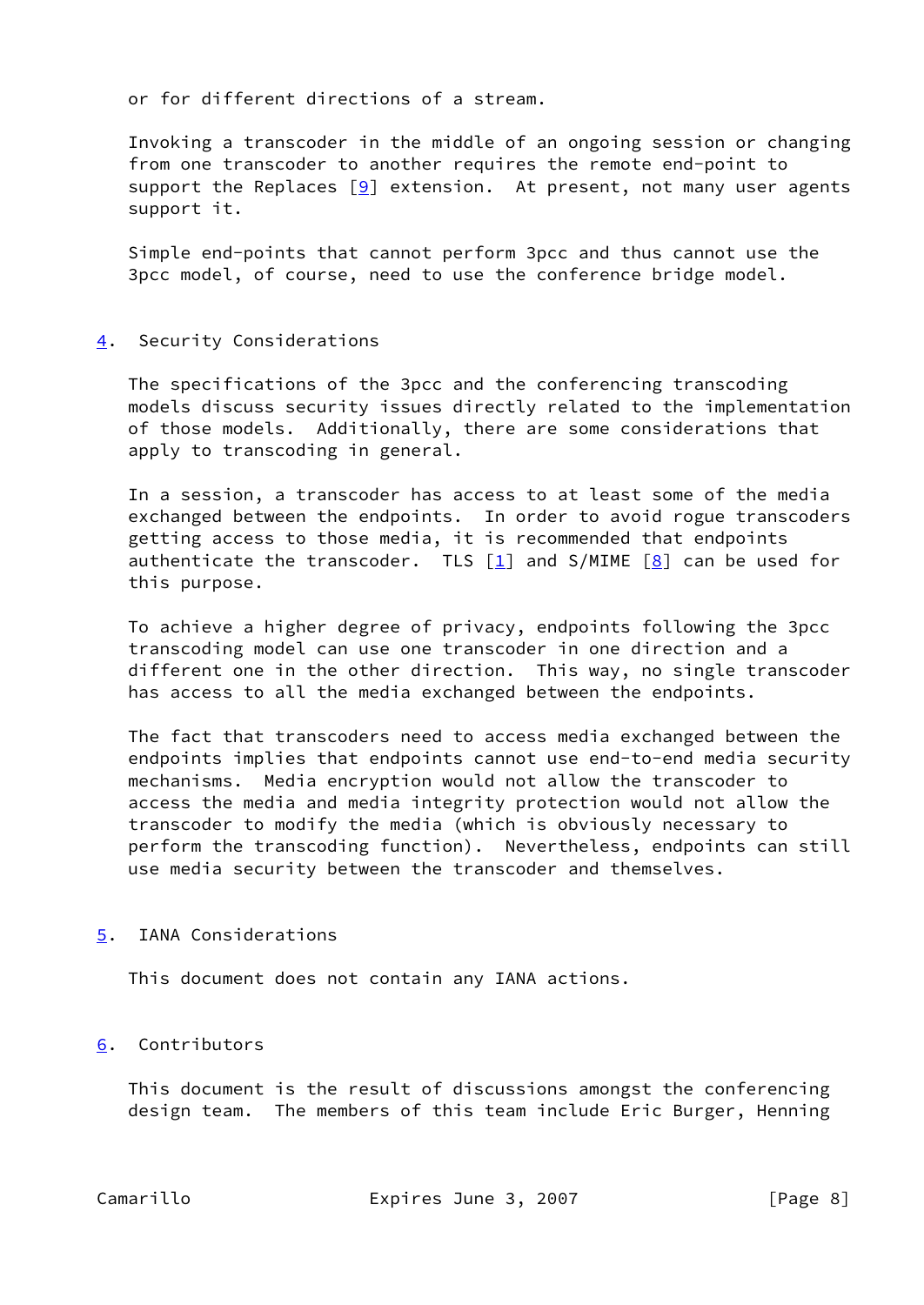or for different directions of a stream.

Invoking a transcoder in the middle of an ongoing session or changing from one transcoder to another requires the remote end-point to support the Replaces [9] extension. At present, not many user agents support it.

Simple end-points that cannot perform 3pcc and thus cannot use the 3pcc model, of course, need to use the conference bridge model.

## 4. Security Considerations

The specifications of the 3pcc and the conferencing transcoding models discuss security issues directly related to the implementation of those models. Additionally, there are some considerations that apply to transcoding in general.

In a session, a transcoder has access to at least some of the media exchanged between the endpoints. In order to avoid rogue transcoders getting access to those media, it is recommended that endpoints authenticate the transcoder. TLS [1] and S/MIME [8] can be used for this purpose.

To achieve a higher degree of privacy, endpoints following the 3pcc transcoding model can use one transcoder in one direction and a different one in the other direction. This way, no single transcoder has access to all the media exchanged between the endpoints.

The fact that transcoders need to access media exchanged between the endpoints implies that endpoints cannot use end-to-end media security mechanisms. Media encryption would not allow the transcoder to access the media and media integrity protection would not allow the transcoder to modify the media (which is obviously necessary to perform the transcoding function). Nevertheless, endpoints can still use media security between the transcoder and themselves.

## 5. IANA Considerations

This document does not contain any IANA actions.

## 6. Contributors

This document is the result of discussions amongst the conferencing design team. The members of this team include Eric Burger, Henning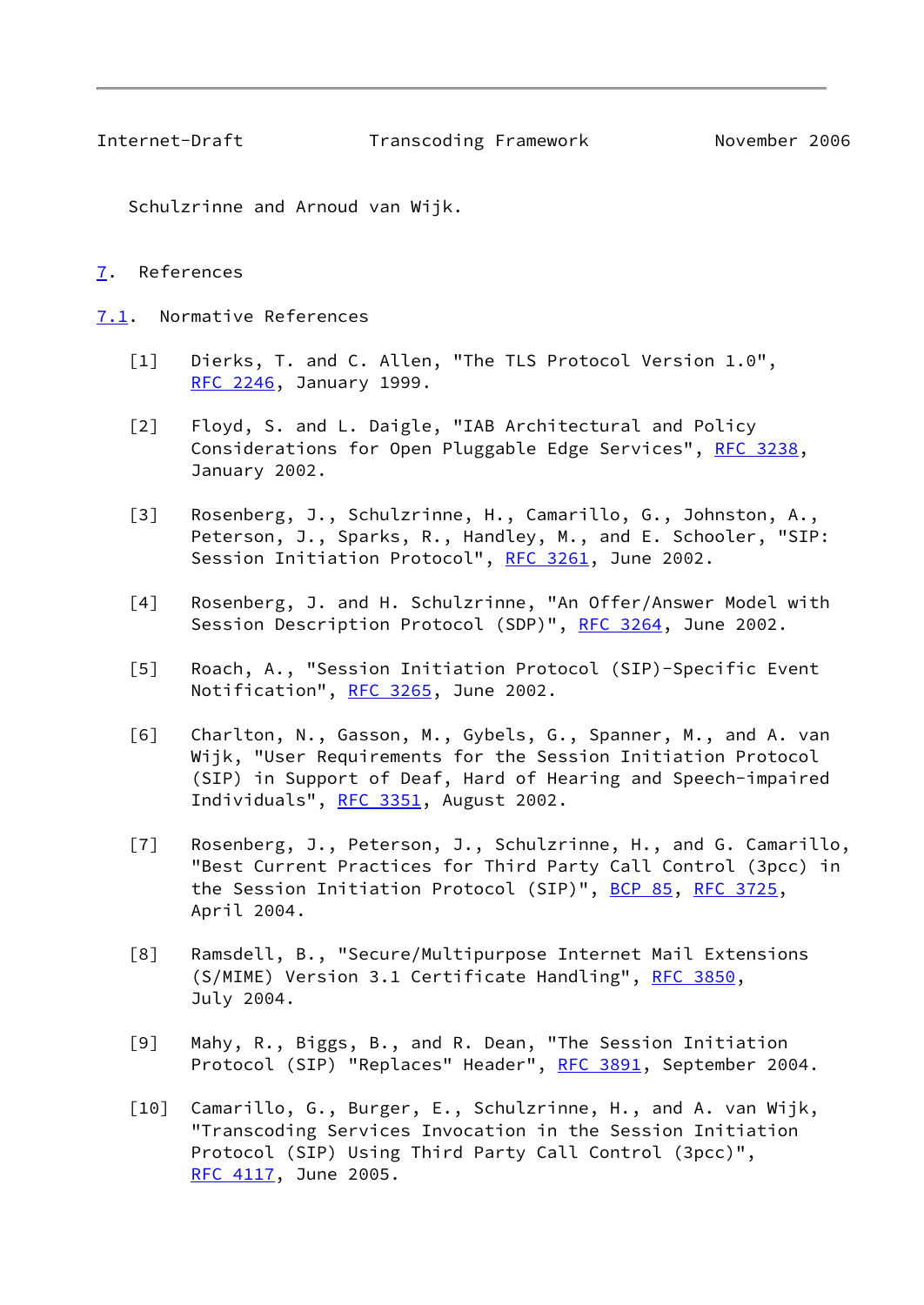Schulzrinne and Arnoud van Wijk.

## 7. References

### 7.1. Normative References

[1] Dierks, T. and C. Allen, "The TLS Protocol Version 1.0", RFC 2246, January 1999.

[2] Floyd, S. and L. Daigle, "IAB Architectural and Policy Considerations for Open Pluggable Edge Services", RFC 3238, January 2002.

[3] Rosenberg, J., Schulzrinne, H., Camarillo, G., Johnston, A., Peterson, J., Sparks, R., Handley, M., and E. Schooler, "SIP: Session Initiation Protocol", RFC 3261, June 2002.

[4] Rosenberg, J. and H. Schulzrinne, "An Offer/Answer Model with Session Description Protocol (SDP)", RFC 3264, June 2002.

[5] Roach, A., "Session Initiation Protocol (SIP)-Specific Event Notification", RFC 3265, June 2002.

[6] Charlton, N., Gasson, M., Gybels, G., Spanner, M., and A. van Wijk, "User Requirements for the Session Initiation Protocol (SIP) in Support of Deaf, Hard of Hearing and Speech-impaired Individuals", RFC 3351, August 2002.

[7] Rosenberg, J., Peterson, J., Schulzrinne, H., and G. Camarillo, "Best Current Practices for Third Party Call Control (3pcc) in the Session Initiation Protocol (SIP)", BCP 85, RFC 3725, April 2004.

[8] Ramsdell, B., "Secure/Multipurpose Internet Mail Extensions (S/MIME) Version 3.1 Certificate Handling", RFC 3850, July 2004.

[9] Mahy, R., Biggs, B., and R. Dean, "The Session Initiation Protocol (SIP) "Replaces" Header", RFC 3891, September 2004.

[10] Camarillo, G., Burger, E., Schulzrinne, H., and A. van Wijk, "Transcoding Services Invocation in the Session Initiation Protocol (SIP) Using Third Party Call Control (3pcc)", RFC 4117, June 2005.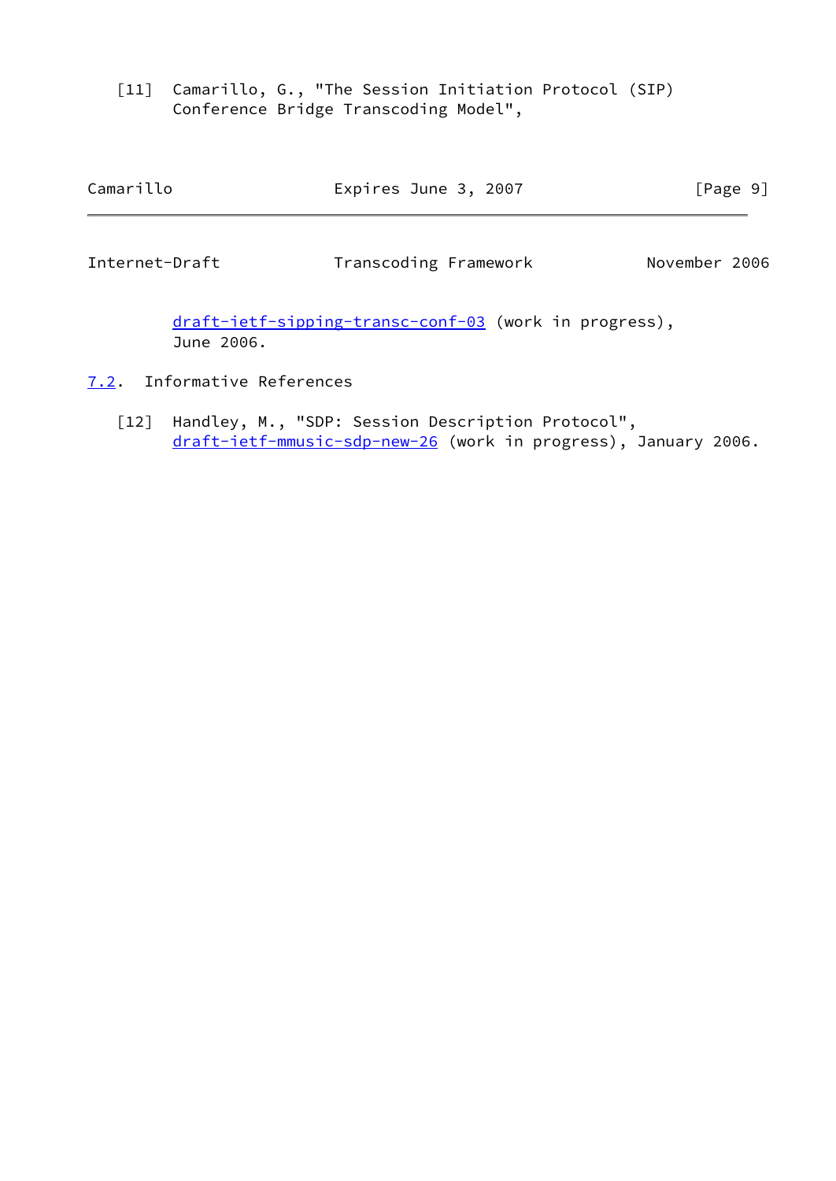[11] Camarillo, G., "The Session Initiation Protocol (SIP) Conference Bridge Transcoding Model", draft-ietf-sipping-transc-conf-03 (work in progress), June 2006.

### 7.2. Informative References

[12] Handley, M., "SDP: Session Description Protocol", draft-ietf-mmusic-sdp-new-26 (work in progress), January 2006.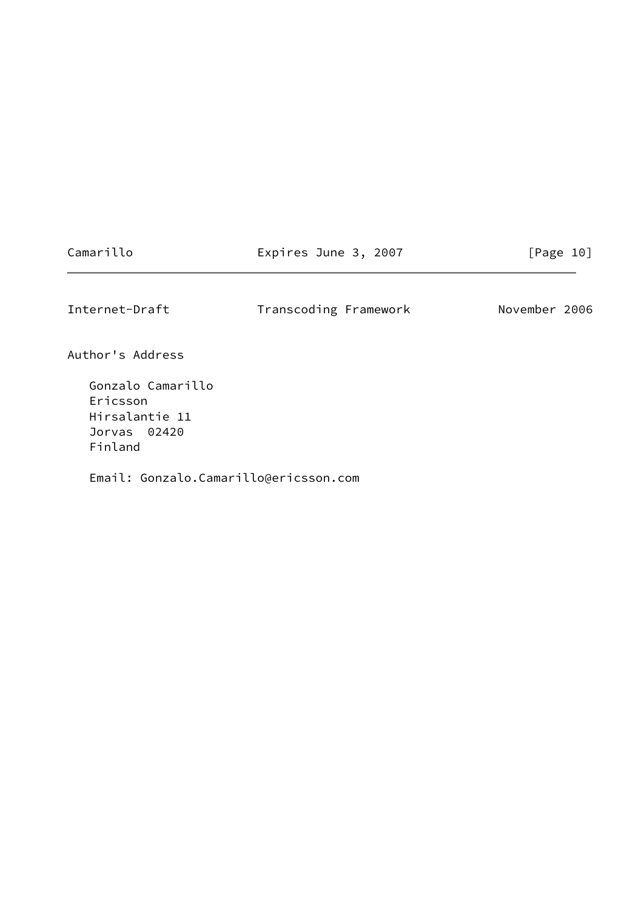## Author's Address

Gonzalo Camarillo
Ericsson
Hirsalantie 11
Jorvas  02420
Finland

Email: Gonzalo.Camarillo@ericsson.com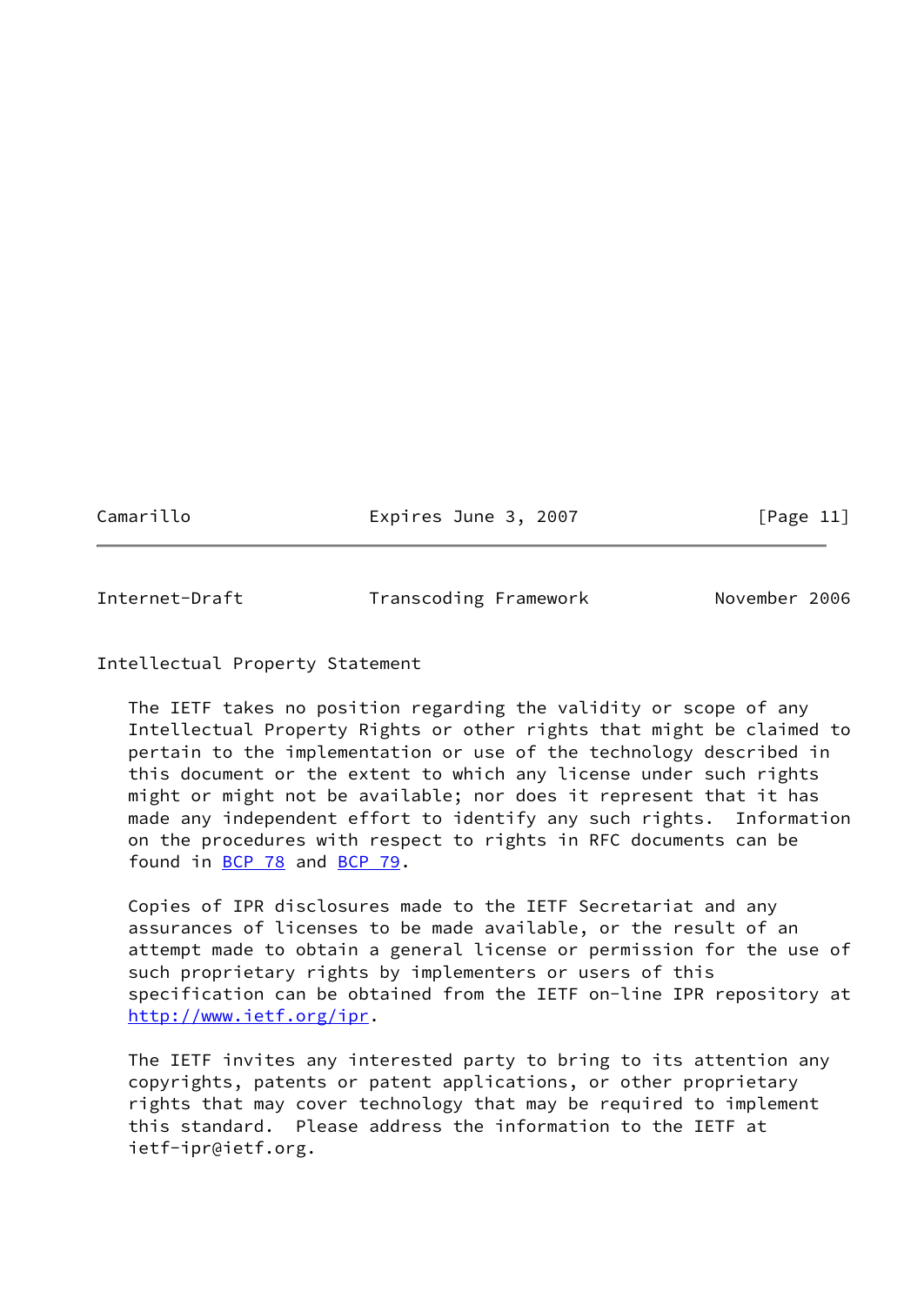## Intellectual Property Statement

The IETF takes no position regarding the validity or scope of any Intellectual Property Rights or other rights that might be claimed to pertain to the implementation or use of the technology described in this document or the extent to which any license under such rights might or might not be available; nor does it represent that it has made any independent effort to identify any such rights. Information on the procedures with respect to rights in RFC documents can be found in BCP 78 and BCP 79.

Copies of IPR disclosures made to the IETF Secretariat and any assurances of licenses to be made available, or the result of an attempt made to obtain a general license or permission for the use of such proprietary rights by implementers or users of this specification can be obtained from the IETF on-line IPR repository at http://www.ietf.org/ipr.

The IETF invites any interested party to bring to its attention any copyrights, patents or patent applications, or other proprietary rights that may cover technology that may be required to implement this standard. Please address the information to the IETF at ietf-ipr@ietf.org.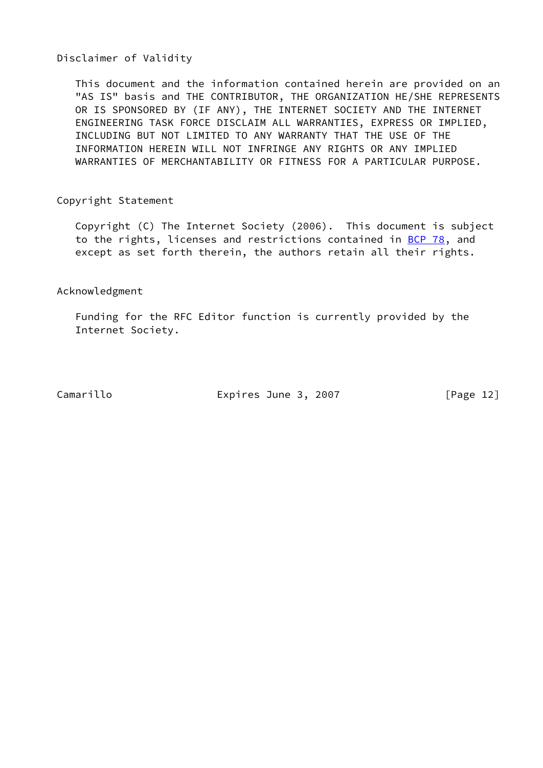## Disclaimer of Validity

This document and the information contained herein are provided on an "AS IS" basis and THE CONTRIBUTOR, THE ORGANIZATION HE/SHE REPRESENTS OR IS SPONSORED BY (IF ANY), THE INTERNET SOCIETY AND THE INTERNET ENGINEERING TASK FORCE DISCLAIM ALL WARRANTIES, EXPRESS OR IMPLIED, INCLUDING BUT NOT LIMITED TO ANY WARRANTY THAT THE USE OF THE INFORMATION HEREIN WILL NOT INFRINGE ANY RIGHTS OR ANY IMPLIED WARRANTIES OF MERCHANTABILITY OR FITNESS FOR A PARTICULAR PURPOSE.

## Copyright Statement

Copyright (C) The Internet Society (2006). This document is subject to the rights, licenses and restrictions contained in BCP 78, and except as set forth therein, the authors retain all their rights.

## Acknowledgment

Funding for the RFC Editor function is currently provided by the Internet Society.